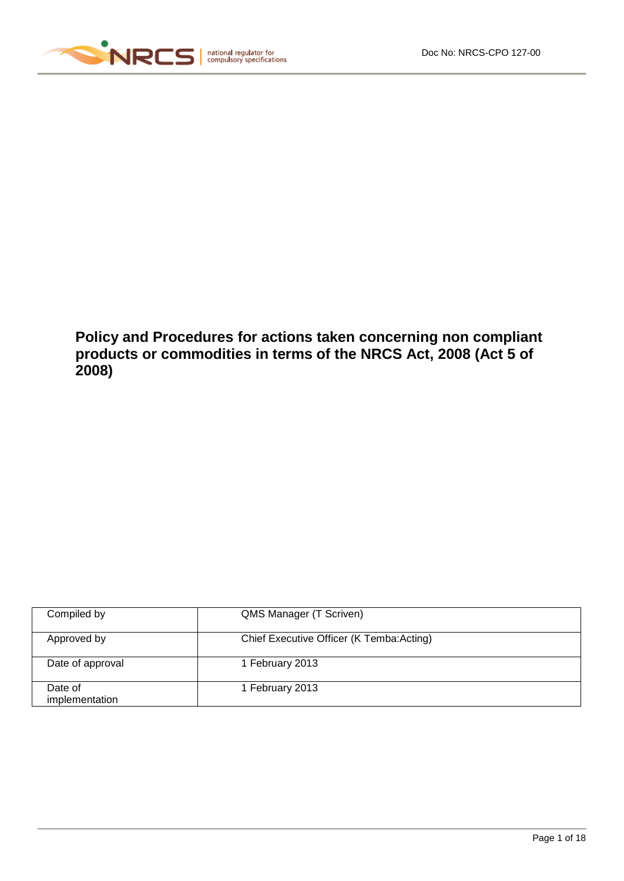Doc No: NRCS-CPO 127-00

# Policy and Procedures for actions taken concerning non compliant products or commodities in terms of the NRCS Act, 2008 (Act 5 of 2008)

| | |
|---|---|
| Compiled by | QMS Manager (T Scriven) |
| Approved by | Chief Executive Officer (K Temba:Acting) |
| Date of approval | 1 February 2013 |
| Date of implementation | 1 February 2013 |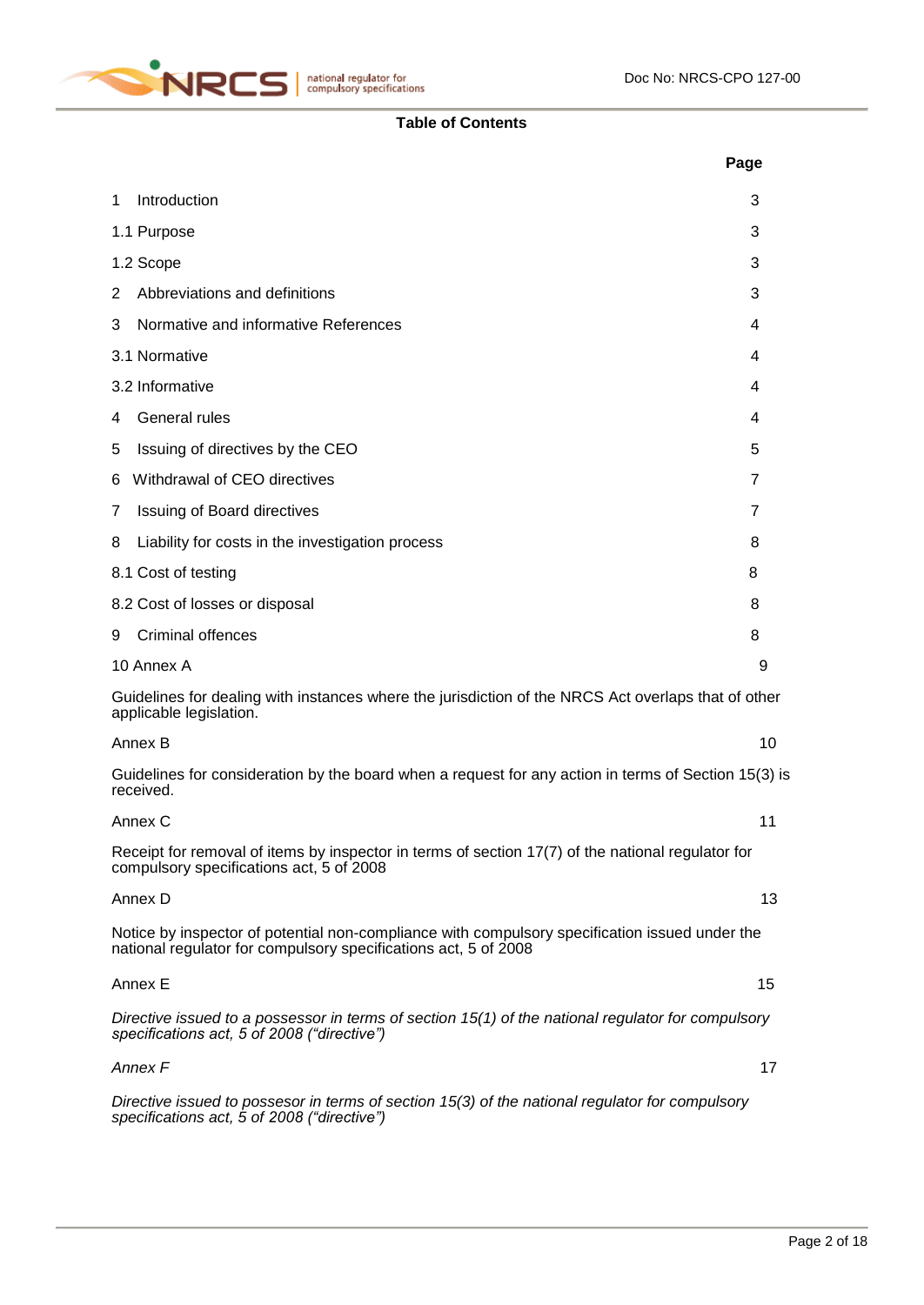**Table of Contents**

| | Page |
|---|---|
| 1 Introduction | 3 |
| 1.1 Purpose | 3 |
| 1.2 Scope | 3 |
| 2 Abbreviations and definitions | 3 |
| 3 Normative and informative References | 4 |
| 3.1 Normative | 4 |
| 3.2 Informative | 4 |
| 4 General rules | 4 |
| 5 Issuing of directives by the CEO | 5 |
| 6 Withdrawal of CEO directives | 7 |
| 7 Issuing of Board directives | 7 |
| 8 Liability for costs in the investigation process | 8 |
| 8.1 Cost of testing | 8 |
| 8.2 Cost of losses or disposal | 8 |
| 9 Criminal offences | 8 |
| 10 Annex A | 9 |
| Guidelines for dealing with instances where the jurisdiction of the NRCS Act overlaps that of other applicable legislation. | |
| Annex B | 10 |
| Guidelines for consideration by the board when a request for any action in terms of Section 15(3) is received. | |
| Annex C | 11 |
| Receipt for removal of items by inspector in terms of section 17(7) of the national regulator for compulsory specifications act, 5 of 2008 | |
| Annex D | 13 |
| Notice by inspector of potential non-compliance with compulsory specification issued under the national regulator for compulsory specifications act, 5 of 2008 | |
| Annex E | 15 |
| *Directive issued to a possessor in terms of section 15(1) of the national regulator for compulsory specifications act, 5 of 2008 ("directive")* | |
| *Annex F* | 17 |
| *Directive issued to possesor in terms of section 15(3) of the national regulator for compulsory specifications act, 5 of 2008 ("directive")* | |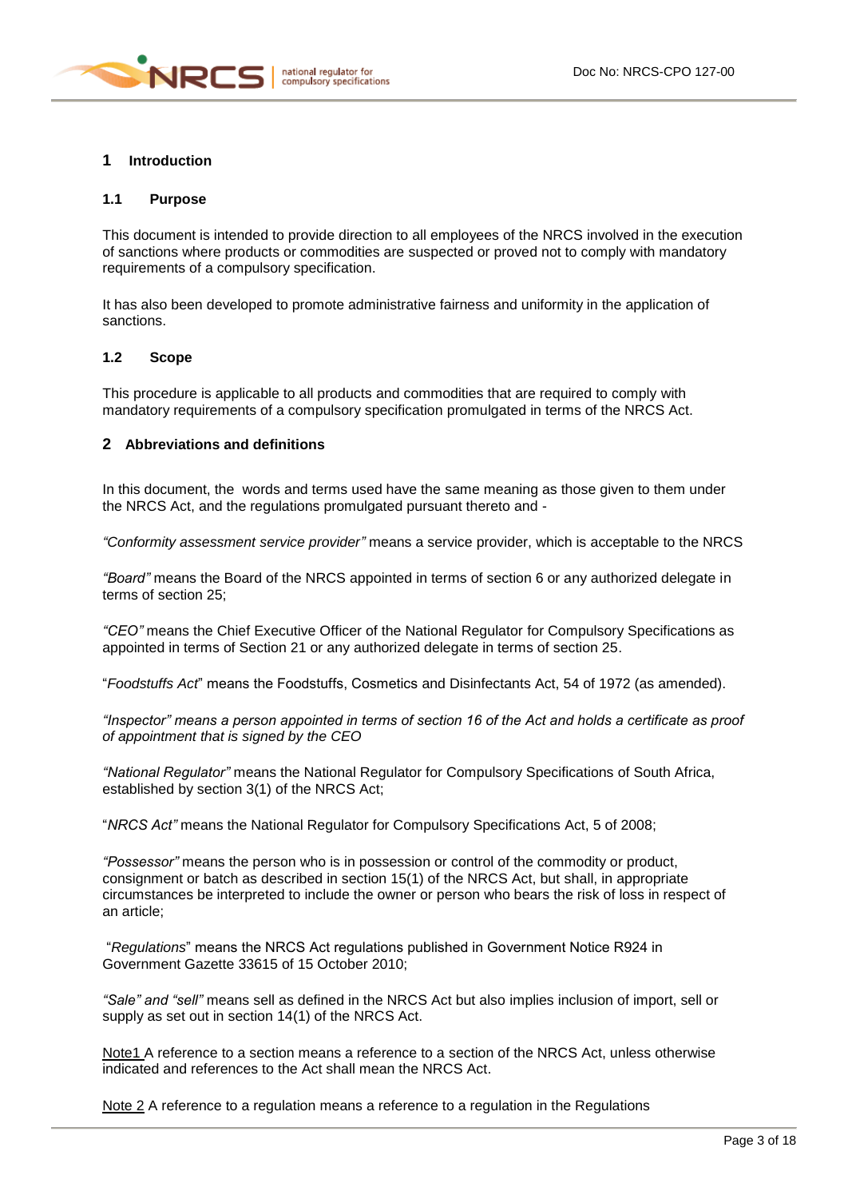# 1 Introduction

## 1.1 Purpose

This document is intended to provide direction to all employees of the NRCS involved in the execution of sanctions where products or commodities are suspected or proved not to comply with mandatory requirements of a compulsory specification.

It has also been developed to promote administrative fairness and uniformity in the application of sanctions.

## 1.2 Scope

This procedure is applicable to all products and commodities that are required to comply with mandatory requirements of a compulsory specification promulgated in terms of the NRCS Act.

# 2 Abbreviations and definitions

In this document, the words and terms used have the same meaning as those given to them under the NRCS Act, and the regulations promulgated pursuant thereto and -

*"Conformity assessment service provider"* means a service provider, which is acceptable to the NRCS

*"Board"* means the Board of the NRCS appointed in terms of section 6 or any authorized delegate in terms of section 25;

*"CEO"* means the Chief Executive Officer of the National Regulator for Compulsory Specifications as appointed in terms of Section 21 or any authorized delegate in terms of section 25.

"*Foodstuffs Act*" means the Foodstuffs, Cosmetics and Disinfectants Act, 54 of 1972 (as amended).

*"Inspector" means a person appointed in terms of section 16 of the Act and holds a certificate as proof of appointment that is signed by the CEO*

*"National Regulator"* means the National Regulator for Compulsory Specifications of South Africa, established by section 3(1) of the NRCS Act;

"*NRCS Act"* means the National Regulator for Compulsory Specifications Act, 5 of 2008;

*"Possessor"* means the person who is in possession or control of the commodity or product, consignment or batch as described in section 15(1) of the NRCS Act, but shall, in appropriate circumstances be interpreted to include the owner or person who bears the risk of loss in respect of an article;

"*Regulations*" means the NRCS Act regulations published in Government Notice R924 in Government Gazette 33615 of 15 October 2010;

*"Sale" and "sell"* means sell as defined in the NRCS Act but also implies inclusion of import, sell or supply as set out in section 14(1) of the NRCS Act.

Note1 A reference to a section means a reference to a section of the NRCS Act, unless otherwise indicated and references to the Act shall mean the NRCS Act.

Note 2 A reference to a regulation means a reference to a regulation in the Regulations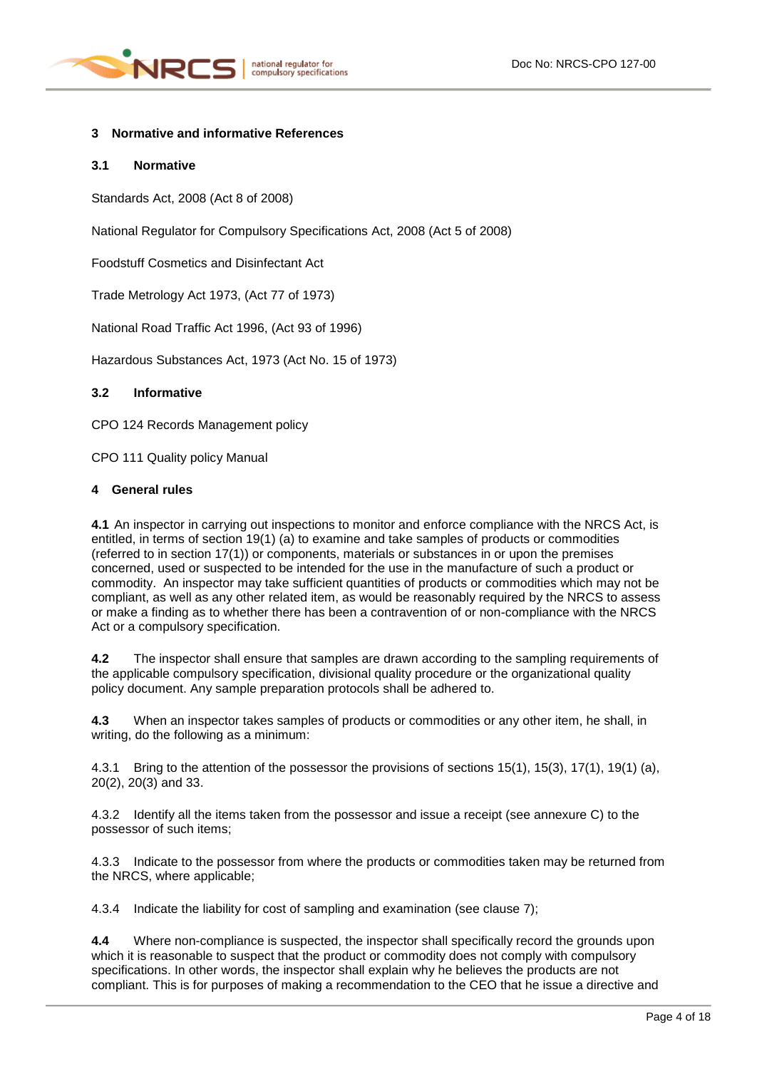## 3 Normative and informative References

### 3.1 Normative

Standards Act, 2008 (Act 8 of 2008)

National Regulator for Compulsory Specifications Act, 2008 (Act 5 of 2008)

Foodstuff Cosmetics and Disinfectant Act

Trade Metrology Act 1973, (Act 77 of 1973)

National Road Traffic Act 1996, (Act 93 of 1996)

Hazardous Substances Act, 1973 (Act No. 15 of 1973)

### 3.2 Informative

CPO 124 Records Management policy

CPO 111 Quality policy Manual

## 4 General rules

**4.1** An inspector in carrying out inspections to monitor and enforce compliance with the NRCS Act, is entitled, in terms of section 19(1) (a) to examine and take samples of products or commodities (referred to in section 17(1)) or components, materials or substances in or upon the premises concerned, used or suspected to be intended for the use in the manufacture of such a product or commodity. An inspector may take sufficient quantities of products or commodities which may not be compliant, as well as any other related item, as would be reasonably required by the NRCS to assess or make a finding as to whether there has been a contravention of or non-compliance with the NRCS Act or a compulsory specification.

**4.2** The inspector shall ensure that samples are drawn according to the sampling requirements of the applicable compulsory specification, divisional quality procedure or the organizational quality policy document. Any sample preparation protocols shall be adhered to.

**4.3** When an inspector takes samples of products or commodities or any other item, he shall, in writing, do the following as a minimum:

4.3.1 Bring to the attention of the possessor the provisions of sections 15(1), 15(3), 17(1), 19(1) (a), 20(2), 20(3) and 33.

4.3.2 Identify all the items taken from the possessor and issue a receipt (see annexure C) to the possessor of such items;

4.3.3 Indicate to the possessor from where the products or commodities taken may be returned from the NRCS, where applicable;

4.3.4 Indicate the liability for cost of sampling and examination (see clause 7);

**4.4** Where non-compliance is suspected, the inspector shall specifically record the grounds upon which it is reasonable to suspect that the product or commodity does not comply with compulsory specifications. In other words, the inspector shall explain why he believes the products are not compliant. This is for purposes of making a recommendation to the CEO that he issue a directive and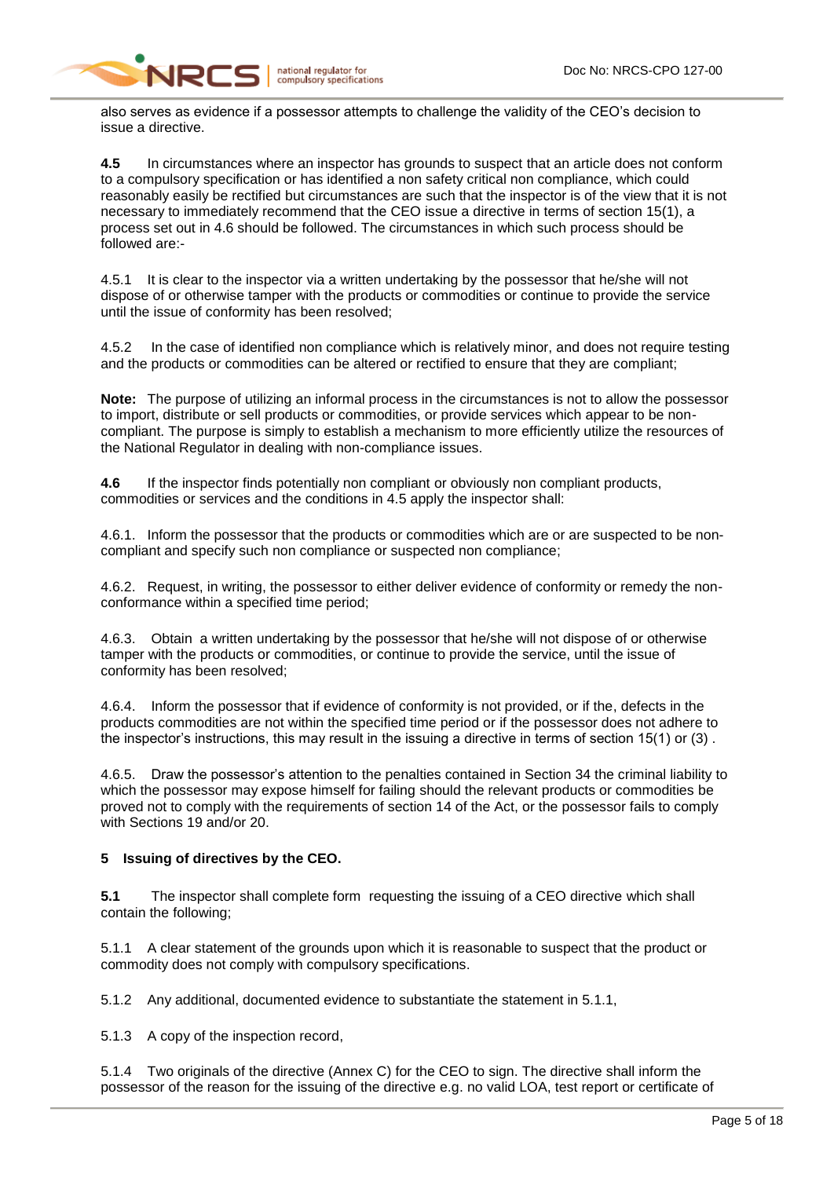also serves as evidence if a possessor attempts to challenge the validity of the CEO's decision to issue a directive.

**4.5** In circumstances where an inspector has grounds to suspect that an article does not conform to a compulsory specification or has identified a non safety critical non compliance, which could reasonably easily be rectified but circumstances are such that the inspector is of the view that it is not necessary to immediately recommend that the CEO issue a directive in terms of section 15(1), a process set out in 4.6 should be followed. The circumstances in which such process should be followed are:-

4.5.1 It is clear to the inspector via a written undertaking by the possessor that he/she will not dispose of or otherwise tamper with the products or commodities or continue to provide the service until the issue of conformity has been resolved;

4.5.2 In the case of identified non compliance which is relatively minor, and does not require testing and the products or commodities can be altered or rectified to ensure that they are compliant;

**Note:** The purpose of utilizing an informal process in the circumstances is not to allow the possessor to import, distribute or sell products or commodities, or provide services which appear to be non-compliant. The purpose is simply to establish a mechanism to more efficiently utilize the resources of the National Regulator in dealing with non-compliance issues.

**4.6** If the inspector finds potentially non compliant or obviously non compliant products, commodities or services and the conditions in 4.5 apply the inspector shall:

4.6.1. Inform the possessor that the products or commodities which are or are suspected to be non-compliant and specify such non compliance or suspected non compliance;

4.6.2. Request, in writing, the possessor to either deliver evidence of conformity or remedy the non-conformance within a specified time period;

4.6.3. Obtain a written undertaking by the possessor that he/she will not dispose of or otherwise tamper with the products or commodities, or continue to provide the service, until the issue of conformity has been resolved;

4.6.4. Inform the possessor that if evidence of conformity is not provided, or if the, defects in the products commodities are not within the specified time period or if the possessor does not adhere to the inspector's instructions, this may result in the issuing a directive in terms of section 15(1) or (3) .

4.6.5. Draw the possessor's attention to the penalties contained in Section 34 the criminal liability to which the possessor may expose himself for failing should the relevant products or commodities be proved not to comply with the requirements of section 14 of the Act, or the possessor fails to comply with Sections 19 and/or 20.

## 5 Issuing of directives by the CEO.

**5.1** The inspector shall complete form requesting the issuing of a CEO directive which shall contain the following;

5.1.1 A clear statement of the grounds upon which it is reasonable to suspect that the product or commodity does not comply with compulsory specifications.

5.1.2 Any additional, documented evidence to substantiate the statement in 5.1.1,

5.1.3 A copy of the inspection record,

5.1.4 Two originals of the directive (Annex C) for the CEO to sign. The directive shall inform the possessor of the reason for the issuing of the directive e.g. no valid LOA, test report or certificate of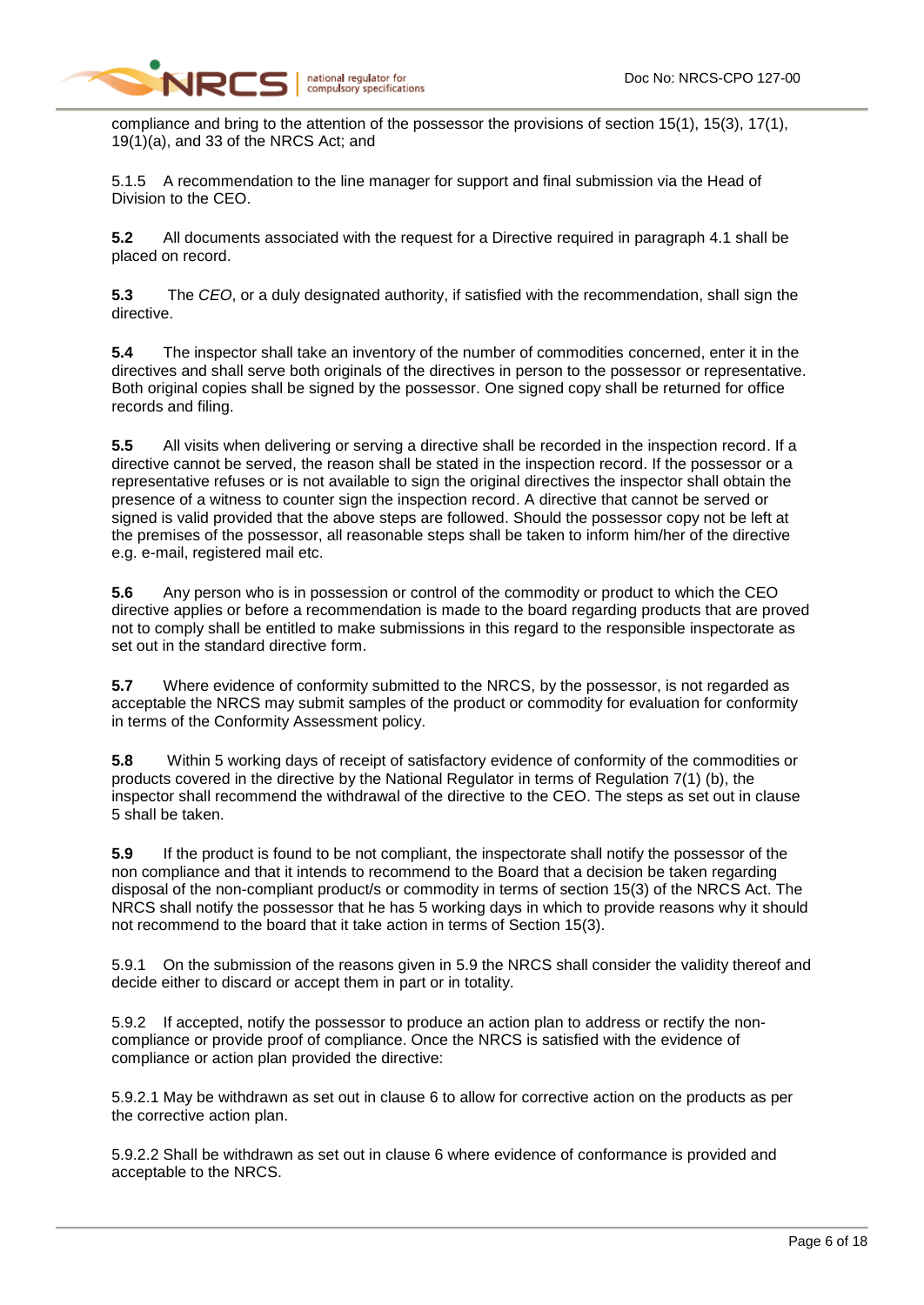compliance and bring to the attention of the possessor the provisions of section 15(1), 15(3), 17(1), 19(1)(a), and 33 of the NRCS Act; and

5.1.5 A recommendation to the line manager for support and final submission via the Head of Division to the CEO.

**5.2** All documents associated with the request for a Directive required in paragraph 4.1 shall be placed on record.

**5.3** The *CEO*, or a duly designated authority, if satisfied with the recommendation, shall sign the directive.

**5.4** The inspector shall take an inventory of the number of commodities concerned, enter it in the directives and shall serve both originals of the directives in person to the possessor or representative. Both original copies shall be signed by the possessor. One signed copy shall be returned for office records and filing.

**5.5** All visits when delivering or serving a directive shall be recorded in the inspection record. If a directive cannot be served, the reason shall be stated in the inspection record. If the possessor or a representative refuses or is not available to sign the original directives the inspector shall obtain the presence of a witness to counter sign the inspection record. A directive that cannot be served or signed is valid provided that the above steps are followed. Should the possessor copy not be left at the premises of the possessor, all reasonable steps shall be taken to inform him/her of the directive e.g. e-mail, registered mail etc.

**5.6** Any person who is in possession or control of the commodity or product to which the CEO directive applies or before a recommendation is made to the board regarding products that are proved not to comply shall be entitled to make submissions in this regard to the responsible inspectorate as set out in the standard directive form.

**5.7** Where evidence of conformity submitted to the NRCS, by the possessor, is not regarded as acceptable the NRCS may submit samples of the product or commodity for evaluation for conformity in terms of the Conformity Assessment policy.

**5.8** Within 5 working days of receipt of satisfactory evidence of conformity of the commodities or products covered in the directive by the National Regulator in terms of Regulation 7(1) (b), the inspector shall recommend the withdrawal of the directive to the CEO. The steps as set out in clause 5 shall be taken.

**5.9** If the product is found to be not compliant, the inspectorate shall notify the possessor of the non compliance and that it intends to recommend to the Board that a decision be taken regarding disposal of the non-compliant product/s or commodity in terms of section 15(3) of the NRCS Act. The NRCS shall notify the possessor that he has 5 working days in which to provide reasons why it should not recommend to the board that it take action in terms of Section 15(3).

5.9.1 On the submission of the reasons given in 5.9 the NRCS shall consider the validity thereof and decide either to discard or accept them in part or in totality.

5.9.2 If accepted, notify the possessor to produce an action plan to address or rectify the non-compliance or provide proof of compliance. Once the NRCS is satisfied with the evidence of compliance or action plan provided the directive:

5.9.2.1 May be withdrawn as set out in clause 6 to allow for corrective action on the products as per the corrective action plan.

5.9.2.2 Shall be withdrawn as set out in clause 6 where evidence of conformance is provided and acceptable to the NRCS.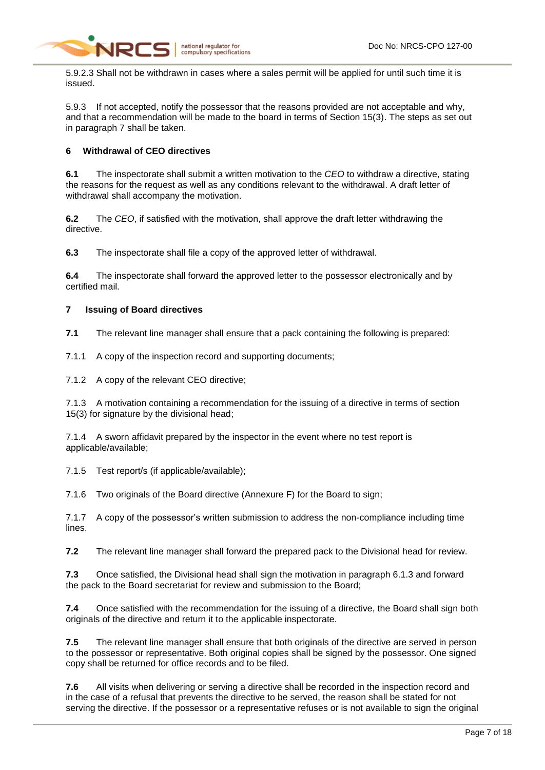5.9.2.3 Shall not be withdrawn in cases where a sales permit will be applied for until such time it is issued.

5.9.3 If not accepted, notify the possessor that the reasons provided are not acceptable and why, and that a recommendation will be made to the board in terms of Section 15(3). The steps as set out in paragraph 7 shall be taken.

## 6 Withdrawal of CEO directives

**6.1** The inspectorate shall submit a written motivation to the *CEO* to withdraw a directive, stating the reasons for the request as well as any conditions relevant to the withdrawal. A draft letter of withdrawal shall accompany the motivation.

**6.2** The *CEO*, if satisfied with the motivation, shall approve the draft letter withdrawing the directive.

**6.3** The inspectorate shall file a copy of the approved letter of withdrawal.

**6.4** The inspectorate shall forward the approved letter to the possessor electronically and by certified mail.

## 7 Issuing of Board directives

**7.1** The relevant line manager shall ensure that a pack containing the following is prepared:

7.1.1 A copy of the inspection record and supporting documents;

7.1.2 A copy of the relevant CEO directive;

7.1.3 A motivation containing a recommendation for the issuing of a directive in terms of section 15(3) for signature by the divisional head;

7.1.4 A sworn affidavit prepared by the inspector in the event where no test report is applicable/available;

7.1.5 Test report/s (if applicable/available);

7.1.6 Two originals of the Board directive (Annexure F) for the Board to sign;

7.1.7 A copy of the possessor's written submission to address the non-compliance including time lines.

**7.2** The relevant line manager shall forward the prepared pack to the Divisional head for review.

**7.3** Once satisfied, the Divisional head shall sign the motivation in paragraph 6.1.3 and forward the pack to the Board secretariat for review and submission to the Board;

**7.4** Once satisfied with the recommendation for the issuing of a directive, the Board shall sign both originals of the directive and return it to the applicable inspectorate.

**7.5** The relevant line manager shall ensure that both originals of the directive are served in person to the possessor or representative. Both original copies shall be signed by the possessor. One signed copy shall be returned for office records and to be filed.

**7.6** All visits when delivering or serving a directive shall be recorded in the inspection record and in the case of a refusal that prevents the directive to be served, the reason shall be stated for not serving the directive. If the possessor or a representative refuses or is not available to sign the original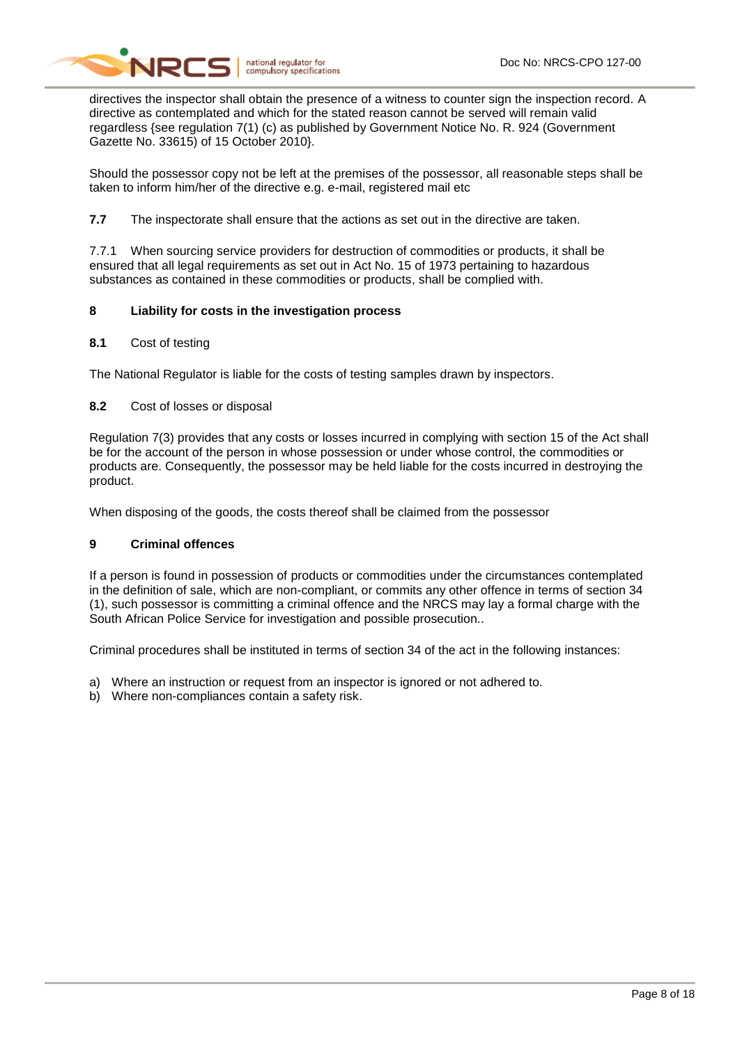directives the inspector shall obtain the presence of a witness to counter sign the inspection record. A directive as contemplated and which for the stated reason cannot be served will remain valid regardless {see regulation 7(1) (c) as published by Government Notice No. R. 924 (Government Gazette No. 33615) of 15 October 2010}.

Should the possessor copy not be left at the premises of the possessor, all reasonable steps shall be taken to inform him/her of the directive e.g. e-mail, registered mail etc

**7.7** The inspectorate shall ensure that the actions as set out in the directive are taken.

7.7.1 When sourcing service providers for destruction of commodities or products, it shall be ensured that all legal requirements as set out in Act No. 15 of 1973 pertaining to hazardous substances as contained in these commodities or products, shall be complied with.

## 8 Liability for costs in the investigation process

### 8.1 Cost of testing

The National Regulator is liable for the costs of testing samples drawn by inspectors.

### 8.2 Cost of losses or disposal

Regulation 7(3) provides that any costs or losses incurred in complying with section 15 of the Act shall be for the account of the person in whose possession or under whose control, the commodities or products are. Consequently, the possessor may be held liable for the costs incurred in destroying the product.

When disposing of the goods, the costs thereof shall be claimed from the possessor

## 9 Criminal offences

If a person is found in possession of products or commodities under the circumstances contemplated in the definition of sale, which are non-compliant, or commits any other offence in terms of section 34 (1), such possessor is committing a criminal offence and the NRCS may lay a formal charge with the South African Police Service for investigation and possible prosecution..

Criminal procedures shall be instituted in terms of section 34 of the act in the following instances:

a) Where an instruction or request from an inspector is ignored or not adhered to.
b) Where non-compliances contain a safety risk.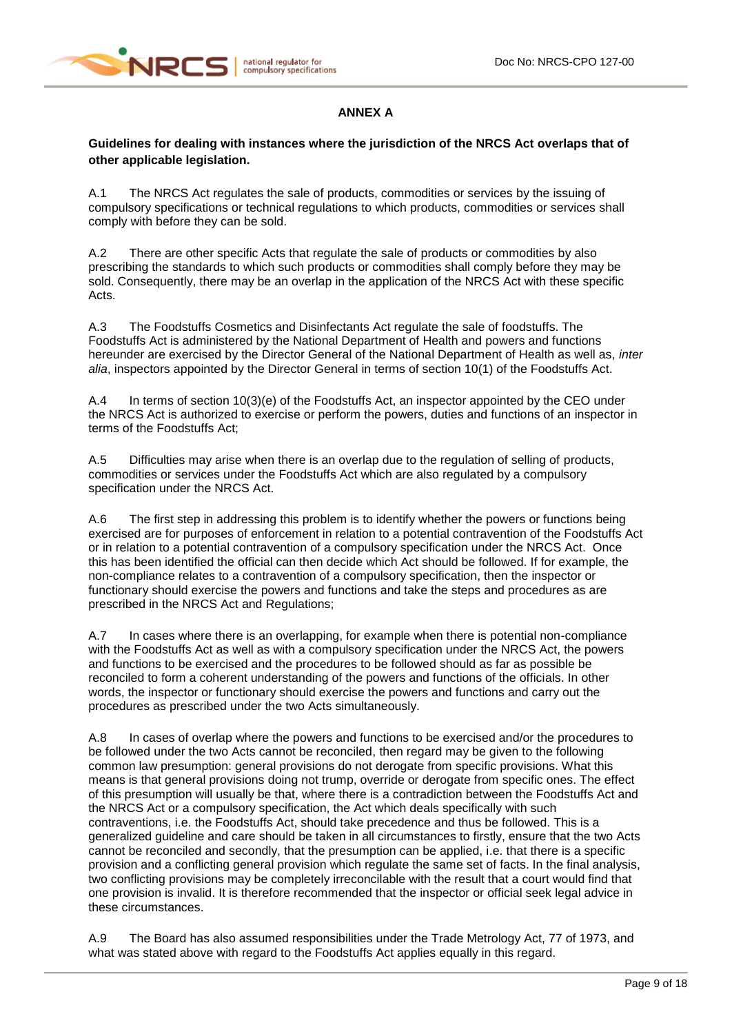## ANNEX A

**Guidelines for dealing with instances where the jurisdiction of the NRCS Act overlaps that of other applicable legislation.**

A.1 The NRCS Act regulates the sale of products, commodities or services by the issuing of compulsory specifications or technical regulations to which products, commodities or services shall comply with before they can be sold.

A.2 There are other specific Acts that regulate the sale of products or commodities by also prescribing the standards to which such products or commodities shall comply before they may be sold. Consequently, there may be an overlap in the application of the NRCS Act with these specific Acts.

A.3 The Foodstuffs Cosmetics and Disinfectants Act regulate the sale of foodstuffs. The Foodstuffs Act is administered by the National Department of Health and powers and functions hereunder are exercised by the Director General of the National Department of Health as well as, *inter alia*, inspectors appointed by the Director General in terms of section 10(1) of the Foodstuffs Act.

A.4 In terms of section 10(3)(e) of the Foodstuffs Act, an inspector appointed by the CEO under the NRCS Act is authorized to exercise or perform the powers, duties and functions of an inspector in terms of the Foodstuffs Act;

A.5 Difficulties may arise when there is an overlap due to the regulation of selling of products, commodities or services under the Foodstuffs Act which are also regulated by a compulsory specification under the NRCS Act.

A.6 The first step in addressing this problem is to identify whether the powers or functions being exercised are for purposes of enforcement in relation to a potential contravention of the Foodstuffs Act or in relation to a potential contravention of a compulsory specification under the NRCS Act. Once this has been identified the official can then decide which Act should be followed. If for example, the non-compliance relates to a contravention of a compulsory specification, then the inspector or functionary should exercise the powers and functions and take the steps and procedures as are prescribed in the NRCS Act and Regulations;

A.7 In cases where there is an overlapping, for example when there is potential non-compliance with the Foodstuffs Act as well as with a compulsory specification under the NRCS Act, the powers and functions to be exercised and the procedures to be followed should as far as possible be reconciled to form a coherent understanding of the powers and functions of the officials. In other words, the inspector or functionary should exercise the powers and functions and carry out the procedures as prescribed under the two Acts simultaneously.

A.8 In cases of overlap where the powers and functions to be exercised and/or the procedures to be followed under the two Acts cannot be reconciled, then regard may be given to the following common law presumption: general provisions do not derogate from specific provisions. What this means is that general provisions doing not trump, override or derogate from specific ones. The effect of this presumption will usually be that, where there is a contradiction between the Foodstuffs Act and the NRCS Act or a compulsory specification, the Act which deals specifically with such contraventions, i.e. the Foodstuffs Act, should take precedence and thus be followed. This is a generalized guideline and care should be taken in all circumstances to firstly, ensure that the two Acts cannot be reconciled and secondly, that the presumption can be applied, i.e. that there is a specific provision and a conflicting general provision which regulate the same set of facts. In the final analysis, two conflicting provisions may be completely irreconcilable with the result that a court would find that one provision is invalid. It is therefore recommended that the inspector or official seek legal advice in these circumstances.

A.9 The Board has also assumed responsibilities under the Trade Metrology Act, 77 of 1973, and what was stated above with regard to the Foodstuffs Act applies equally in this regard.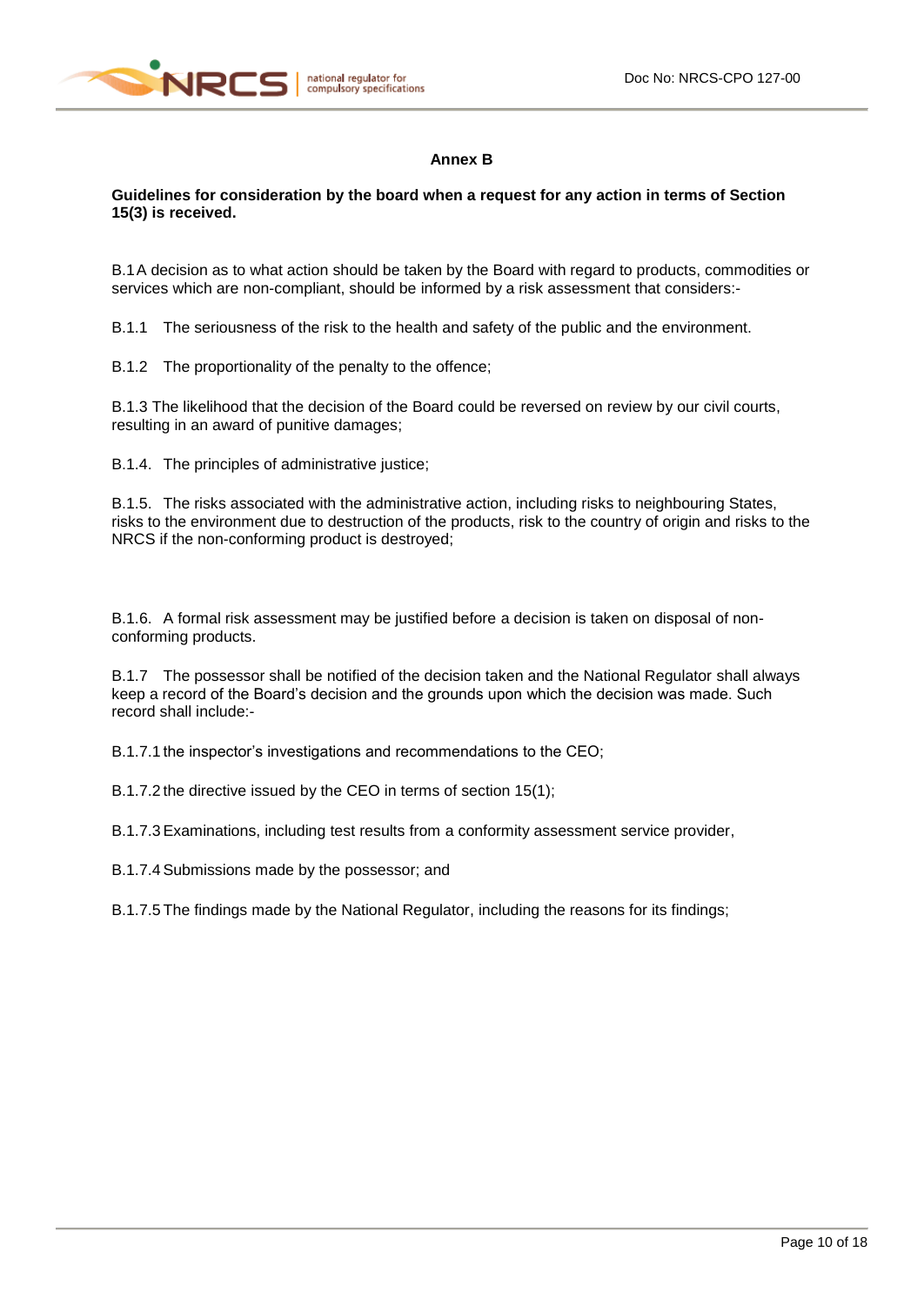## Annex B

**Guidelines for consideration by the board when a request for any action in terms of Section 15(3) is received.**

B.1 A decision as to what action should be taken by the Board with regard to products, commodities or services which are non-compliant, should be informed by a risk assessment that considers:-

B.1.1 The seriousness of the risk to the health and safety of the public and the environment.

B.1.2 The proportionality of the penalty to the offence;

B.1.3 The likelihood that the decision of the Board could be reversed on review by our civil courts, resulting in an award of punitive damages;

B.1.4. The principles of administrative justice;

B.1.5. The risks associated with the administrative action, including risks to neighbouring States, risks to the environment due to destruction of the products, risk to the country of origin and risks to the NRCS if the non-conforming product is destroyed;

B.1.6. A formal risk assessment may be justified before a decision is taken on disposal of non-conforming products.

B.1.7 The possessor shall be notified of the decision taken and the National Regulator shall always keep a record of the Board's decision and the grounds upon which the decision was made. Such record shall include:-

B.1.7.1 the inspector's investigations and recommendations to the CEO;

B.1.7.2 the directive issued by the CEO in terms of section 15(1);

B.1.7.3 Examinations, including test results from a conformity assessment service provider,

B.1.7.4 Submissions made by the possessor; and

B.1.7.5 The findings made by the National Regulator, including the reasons for its findings;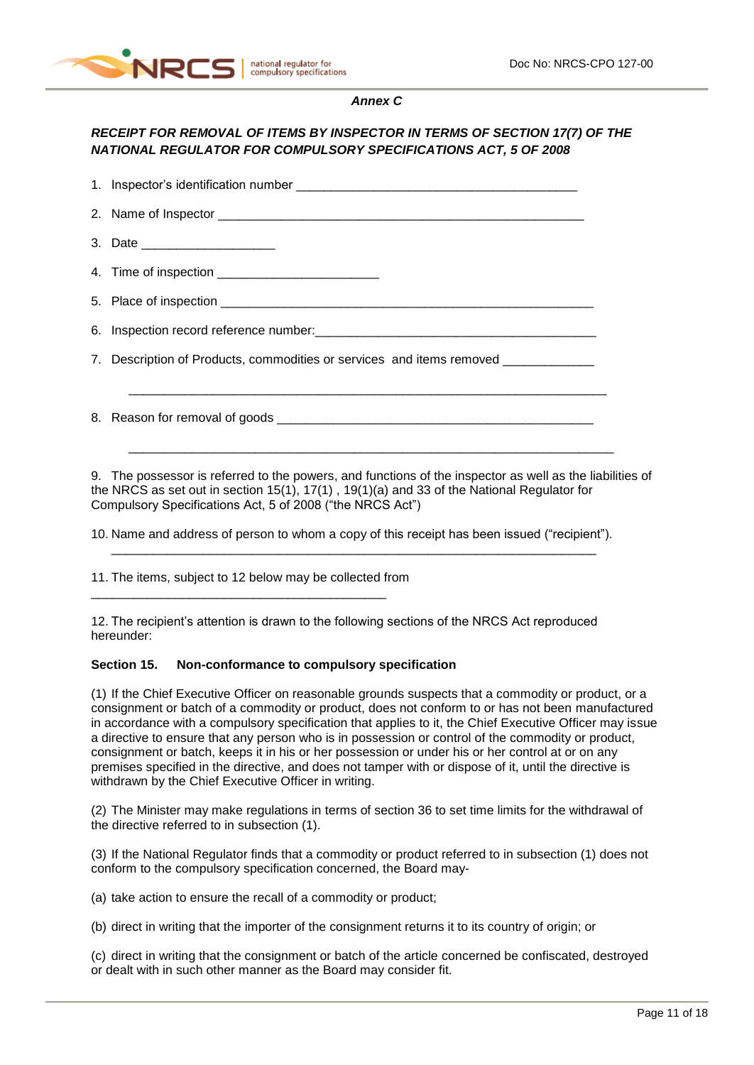*Annex C*

***RECEIPT FOR REMOVAL OF ITEMS BY INSPECTOR IN TERMS OF SECTION 17(7) OF THE NATIONAL REGULATOR FOR COMPULSORY SPECIFICATIONS ACT, 5 OF 2008***

1. Inspector's identification number ________________________________________
2. Name of Inspector ____________________________________________________
3. Date ___________________
4. Time of inspection ______________________
5. Place of inspection ____________________________________________________
6. Inspection record reference number:_________________________________________
7. Description of Products, commodities or services and items removed _____________

   ____________________________________________________________________

8. Reason for removal of goods _____________________________________________

   ____________________________________________________________________

9. The possessor is referred to the powers, and functions of the inspector as well as the liabilities of the NRCS as set out in section 15(1), 17(1) , 19(1)(a) and 33 of the National Regulator for Compulsory Specifications Act, 5 of 2008 ("the NRCS Act")

10. Name and address of person to whom a copy of this receipt has been issued ("recipient").
____________________________________________________________________

11. The items, subject to 12 below may be collected from
__________________________________________

12. The recipient's attention is drawn to the following sections of the NRCS Act reproduced hereunder:

**Section 15. Non-conformance to compulsory specification**

(1) If the Chief Executive Officer on reasonable grounds suspects that a commodity or product, or a consignment or batch of a commodity or product, does not conform to or has not been manufactured in accordance with a compulsory specification that applies to it, the Chief Executive Officer may issue a directive to ensure that any person who is in possession or control of the commodity or product, consignment or batch, keeps it in his or her possession or under his or her control at or on any premises specified in the directive, and does not tamper with or dispose of it, until the directive is withdrawn by the Chief Executive Officer in writing.

(2) The Minister may make regulations in terms of section 36 to set time limits for the withdrawal of the directive referred to in subsection (1).

(3) If the National Regulator finds that a commodity or product referred to in subsection (1) does not conform to the compulsory specification concerned, the Board may-

(a) take action to ensure the recall of a commodity or product;

(b) direct in writing that the importer of the consignment returns it to its country of origin; or

(c) direct in writing that the consignment or batch of the article concerned be confiscated, destroyed or dealt with in such other manner as the Board may consider fit.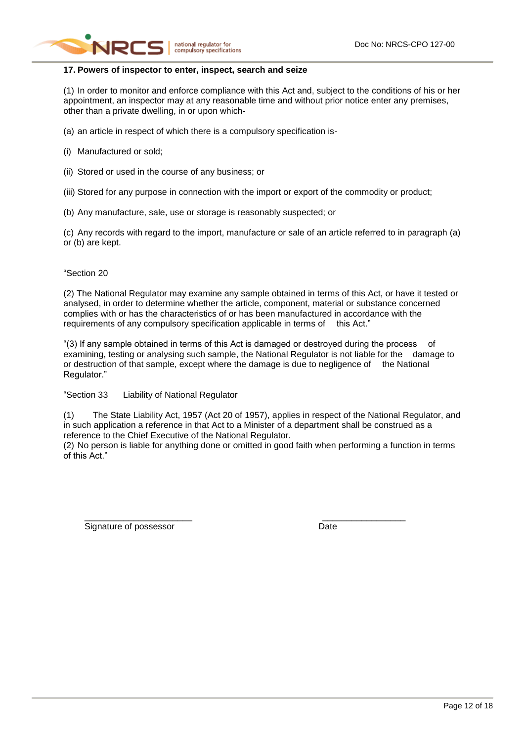**17. Powers of inspector to enter, inspect, search and seize**

(1) In order to monitor and enforce compliance with this Act and, subject to the conditions of his or her appointment, an inspector may at any reasonable time and without prior notice enter any premises, other than a private dwelling, in or upon which-

(a) an article in respect of which there is a compulsory specification is-

(i) Manufactured or sold;

(ii) Stored or used in the course of any business; or

(iii) Stored for any purpose in connection with the import or export of the commodity or product;

(b) Any manufacture, sale, use or storage is reasonably suspected; or

(c) Any records with regard to the import, manufacture or sale of an article referred to in paragraph (a) or (b) are kept.

"Section 20

(2) The National Regulator may examine any sample obtained in terms of this Act, or have it tested or analysed, in order to determine whether the article, component, material or substance concerned complies with or has the characteristics of or has been manufactured in accordance with the requirements of any compulsory specification applicable in terms of this Act."

"(3) If any sample obtained in terms of this Act is damaged or destroyed during the process of examining, testing or analysing such sample, the National Regulator is not liable for the damage to or destruction of that sample, except where the damage is due to negligence of the National Regulator."

"Section 33 Liability of National Regulator

(1) The State Liability Act, 1957 (Act 20 of 1957), applies in respect of the National Regulator, and in such application a reference in that Act to a Minister of a department shall be construed as a reference to the Chief Executive of the National Regulator.
(2) No person is liable for anything done or omitted in good faith when performing a function in terms of this Act."

______________________ Signature of possessor

_________________ Date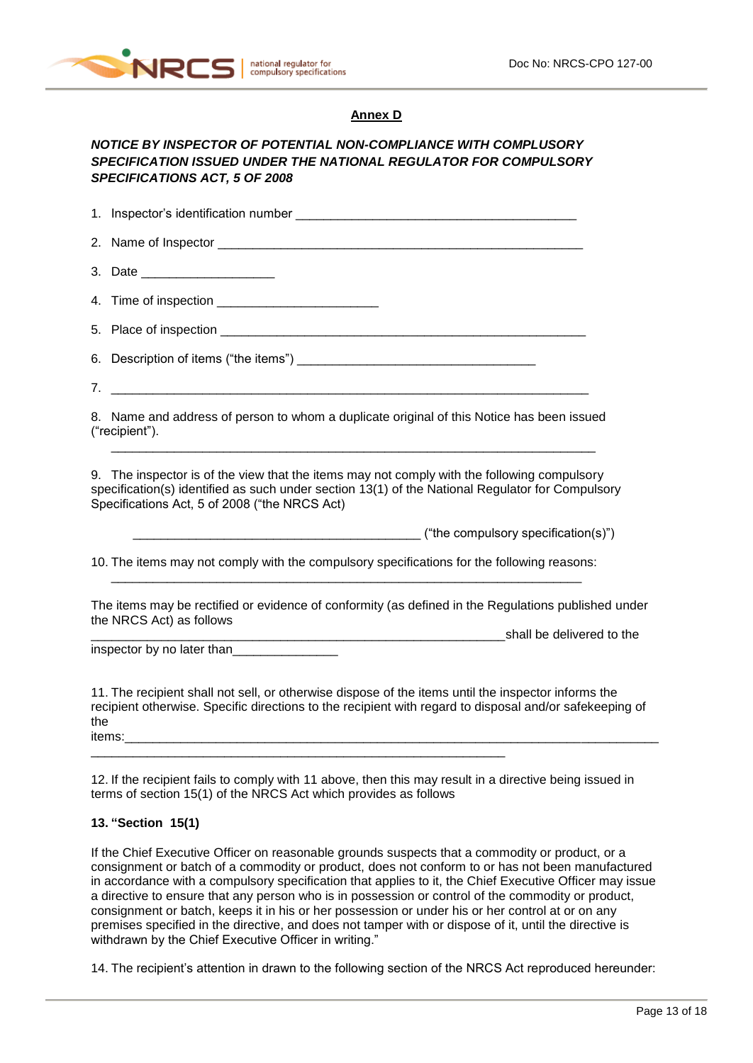## Annex D

***NOTICE BY INSPECTOR OF POTENTIAL NON-COMPLIANCE WITH COMPLUSORY SPECIFICATION ISSUED UNDER THE NATIONAL REGULATOR FOR COMPULSORY SPECIFICATIONS ACT, 5 OF 2008***

1. Inspector's identification number \_\_\_\_\_\_\_\_\_\_\_\_\_\_\_\_\_\_\_\_\_\_\_\_\_\_\_\_\_\_\_\_\_\_\_\_\_\_\_\_

2. Name of Inspector \_\_\_\_\_\_\_\_\_\_\_\_\_\_\_\_\_\_\_\_\_\_\_\_\_\_\_\_\_\_\_\_\_\_\_\_\_\_\_\_\_\_\_\_\_\_\_\_\_\_\_\_

3. Date \_\_\_\_\_\_\_\_\_\_\_\_\_\_\_\_\_\_\_

4. Time of inspection \_\_\_\_\_\_\_\_\_\_\_\_\_\_\_\_\_\_\_\_\_\_\_

5. Place of inspection \_\_\_\_\_\_\_\_\_\_\_\_\_\_\_\_\_\_\_\_\_\_\_\_\_\_\_\_\_\_\_\_\_\_\_\_\_\_\_\_\_\_\_\_\_\_\_\_\_\_\_\_

6. Description of items ("the items") \_\_\_\_\_\_\_\_\_\_\_\_\_\_\_\_\_\_\_\_\_\_\_\_\_\_\_\_\_\_\_\_\_\_\_\_

7. \_\_\_\_\_\_\_\_\_\_\_\_\_\_\_\_\_\_\_\_\_\_\_\_\_\_\_\_\_\_\_\_\_\_\_\_\_\_\_\_\_\_\_\_\_\_\_\_\_\_\_\_\_\_\_\_\_\_\_\_\_\_\_\_\_\_\_\_\_\_

8. Name and address of person to whom a duplicate original of this Notice has been issued ("recipient").

   \_\_\_\_\_\_\_\_\_\_\_\_\_\_\_\_\_\_\_\_\_\_\_\_\_\_\_\_\_\_\_\_\_\_\_\_\_\_\_\_\_\_\_\_\_\_\_\_\_\_\_\_\_\_\_\_\_\_\_\_\_\_\_\_\_\_\_\_\_\_

9. The inspector is of the view that the items may not comply with the following compulsory specification(s) identified as such under section 13(1) of the National Regulator for Compulsory Specifications Act, 5 of 2008 ("the NRCS Act)

   \_\_\_\_\_\_\_\_\_\_\_\_\_\_\_\_\_\_\_\_\_\_\_\_\_\_\_\_\_\_\_\_\_\_\_\_\_\_\_\_\_\_ ("the compulsory specification(s)")

10. The items may not comply with the compulsory specifications for the following reasons:

    \_\_\_\_\_\_\_\_\_\_\_\_\_\_\_\_\_\_\_\_\_\_\_\_\_\_\_\_\_\_\_\_\_\_\_\_\_\_\_\_\_\_\_\_\_\_\_\_\_\_\_\_\_\_\_\_\_\_\_\_\_\_\_\_\_\_\_\_

The items may be rectified or evidence of conformity (as defined in the Regulations published under the NRCS Act) as follows \_\_\_\_\_\_\_\_\_\_\_\_\_\_\_\_\_\_\_\_\_\_\_\_\_\_\_\_\_\_\_\_\_\_\_\_\_\_\_\_\_\_\_\_\_\_\_\_\_\_\_\_\_\_\_\_\_\_\_\_shall be delivered to the inspector by no later than\_\_\_\_\_\_\_\_\_\_\_\_\_\_\_

11. The recipient shall not sell, or otherwise dispose of the items until the inspector informs the recipient otherwise. Specific directions to the recipient with regard to disposal and/or safekeeping of the items:\_\_\_\_\_\_\_\_\_\_\_\_\_\_\_\_\_\_\_\_\_\_\_\_\_\_\_\_\_\_\_\_\_\_\_\_\_\_\_\_\_\_\_\_\_\_\_\_\_\_\_\_\_\_\_\_\_\_\_\_\_\_\_\_\_\_\_\_\_\_\_\_\_\_\_\_\_\_\_\_\_\_ \_\_\_\_\_\_\_\_\_\_\_\_\_\_\_\_\_\_\_\_\_\_\_\_\_\_\_\_\_\_\_\_\_\_\_\_\_\_\_\_\_\_\_\_\_\_\_\_\_\_\_\_\_\_\_\_\_\_\_\_

12. If the recipient fails to comply with 11 above, then this may result in a directive being issued in terms of section 15(1) of the NRCS Act which provides as follows

**13. "Section 15(1)**

If the Chief Executive Officer on reasonable grounds suspects that a commodity or product, or a consignment or batch of a commodity or product, does not conform to or has not been manufactured in accordance with a compulsory specification that applies to it, the Chief Executive Officer may issue a directive to ensure that any person who is in possession or control of the commodity or product, consignment or batch, keeps it in his or her possession or under his or her control at or on any premises specified in the directive, and does not tamper with or dispose of it, until the directive is withdrawn by the Chief Executive Officer in writing."

14. The recipient's attention in drawn to the following section of the NRCS Act reproduced hereunder: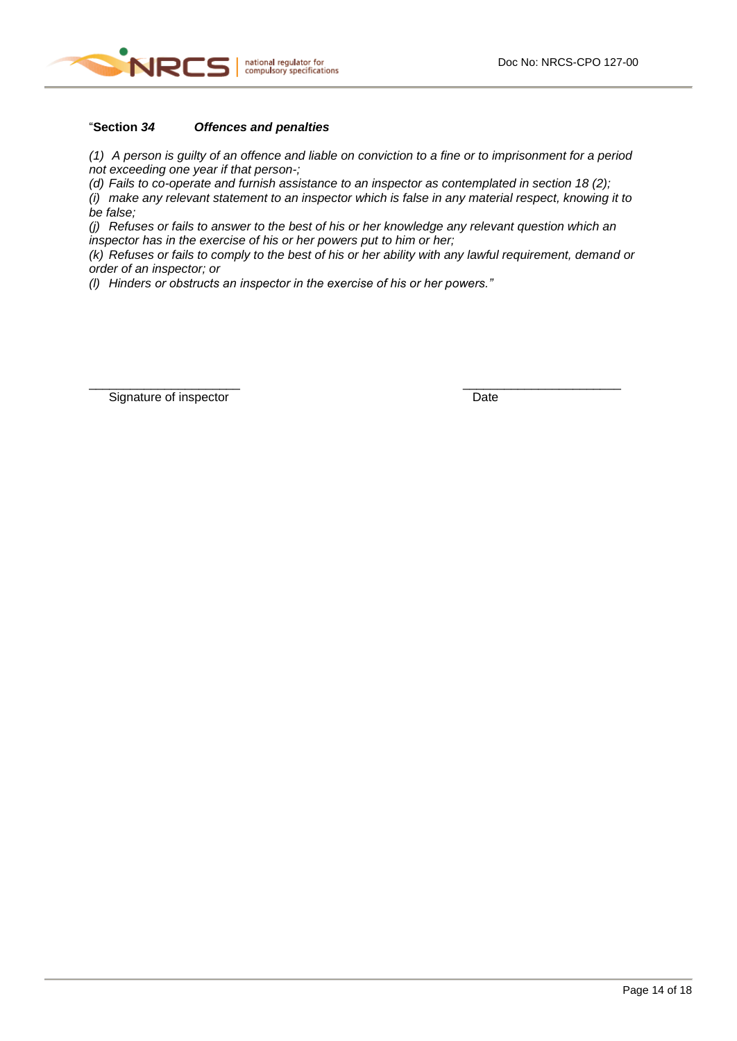"**Section *34*** ***Offences and penalties***

*(1) A person is guilty of an offence and liable on conviction to a fine or to imprisonment for a period not exceeding one year if that person-;*

*(d) Fails to co-operate and furnish assistance to an inspector as contemplated in section 18 (2);*

*(i) make any relevant statement to an inspector which is false in any material respect, knowing it to be false;*

*(j) Refuses or fails to answer to the best of his or her knowledge any relevant question which an inspector has in the exercise of his or her powers put to him or her;*

*(k) Refuses or fails to comply to the best of his or her ability with any lawful requirement, demand or order of an inspector; or*

*(l) Hinders or obstructs an inspector in the exercise of his or her powers."*

______________________ ______________________

Signature of inspector Date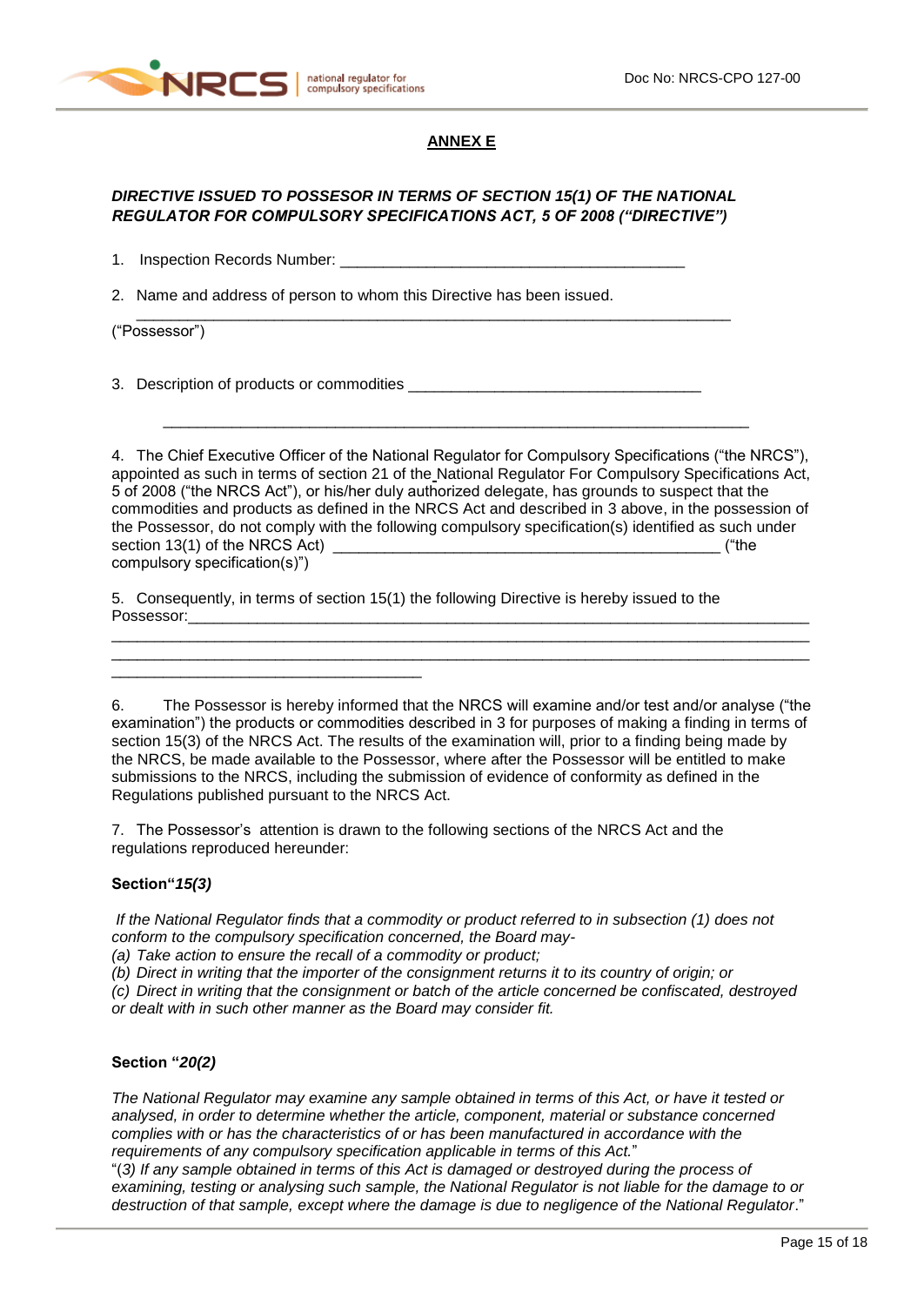## ANNEX E

***DIRECTIVE ISSUED TO POSSESOR IN TERMS OF SECTION 15(1) OF THE NATIONAL REGULATOR FOR COMPULSORY SPECIFICATIONS ACT, 5 OF 2008 ("DIRECTIVE")***

1. Inspection Records Number: ________________________________________

2. Name and address of person to whom this Directive has been issued.
   ______________________________________________________________________

("Possessor")

3. Description of products or commodities __________________________________

   ______________________________________________________________________

4. The Chief Executive Officer of the National Regulator for Compulsory Specifications ("the NRCS"), appointed as such in terms of section 21 of the National Regulator For Compulsory Specifications Act, 5 of 2008 ("the NRCS Act"), or his/her duly authorized delegate, has grounds to suspect that the commodities and products as defined in the NRCS Act and described in 3 above, in the possession of the Possessor, do not comply with the following compulsory specification(s) identified as such under section 13(1) of the NRCS Act) ______________________________________________ ("the compulsory specification(s)")

5. Consequently, in terms of section 15(1) the following Directive is hereby issued to the Possessor:___________________________________________________________________________
_____________________________________________________________________________________
_____________________________________________________________________________________
____________________________________

6. The Possessor is hereby informed that the NRCS will examine and/or test and/or analyse ("the examination") the products or commodities described in 3 for purposes of making a finding in terms of section 15(3) of the NRCS Act. The results of the examination will, prior to a finding being made by the NRCS, be made available to the Possessor, where after the Possessor will be entitled to make submissions to the NRCS, including the submission of evidence of conformity as defined in the Regulations published pursuant to the NRCS Act.

7. The Possessor's attention is drawn to the following sections of the NRCS Act and the regulations reproduced hereunder:

**Section"*15(3)***

*If the National Regulator finds that a commodity or product referred to in subsection (1) does not conform to the compulsory specification concerned, the Board may-*
*(a) Take action to ensure the recall of a commodity or product;*
*(b) Direct in writing that the importer of the consignment returns it to its country of origin; or*
*(c) Direct in writing that the consignment or batch of the article concerned be confiscated, destroyed or dealt with in such other manner as the Board may consider fit.*

**Section "*20(2)***

*The National Regulator may examine any sample obtained in terms of this Act, or have it tested or analysed, in order to determine whether the article, component, material or substance concerned complies with or has the characteristics of or has been manufactured in accordance with the requirements of any compulsory specification applicable in terms of this Act.*"
"(*3) If any sample obtained in terms of this Act is damaged or destroyed during the process of examining, testing or analysing such sample, the National Regulator is not liable for the damage to or destruction of that sample, except where the damage is due to negligence of the National Regulator*."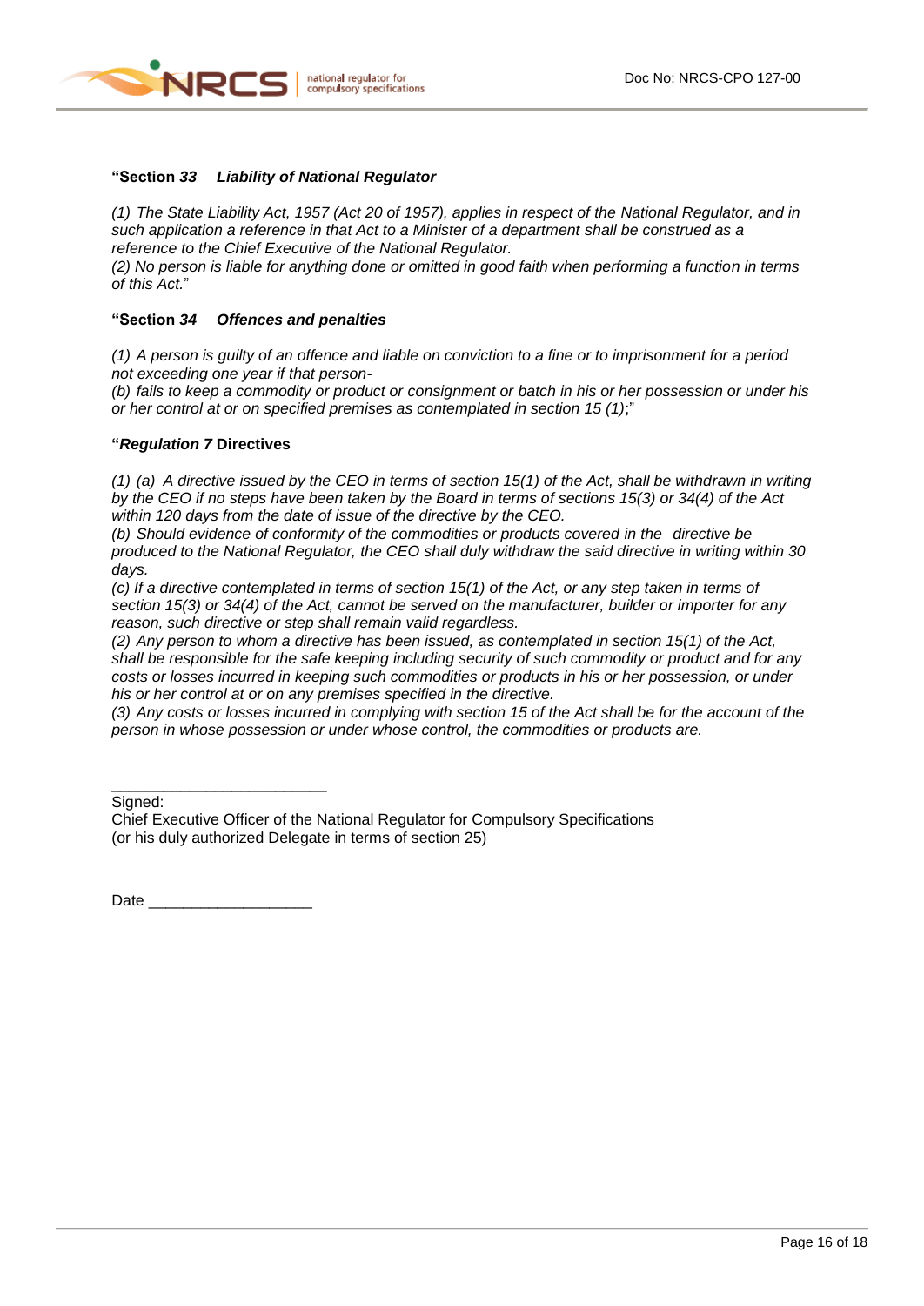**"Section *33* *Liability of National Regulator***

*(1) The State Liability Act, 1957 (Act 20 of 1957), applies in respect of the National Regulator, and in such application a reference in that Act to a Minister of a department shall be construed as a reference to the Chief Executive of the National Regulator.*
*(2) No person is liable for anything done or omitted in good faith when performing a function in terms of this Act.*"

**"Section *34* *Offences and penalties***

*(1) A person is guilty of an offence and liable on conviction to a fine or to imprisonment for a period not exceeding one year if that person-*
*(b) fails to keep a commodity or product or consignment or batch in his or her possession or under his or her control at or on specified premises as contemplated in section 15 (1)*;"

**"*Regulation 7* Directives**

*(1) (a) A directive issued by the CEO in terms of section 15(1) of the Act, shall be withdrawn in writing by the CEO if no steps have been taken by the Board in terms of sections 15(3) or 34(4) of the Act within 120 days from the date of issue of the directive by the CEO.*
*(b) Should evidence of conformity of the commodities or products covered in the directive be produced to the National Regulator, the CEO shall duly withdraw the said directive in writing within 30 days.*
*(c) If a directive contemplated in terms of section 15(1) of the Act, or any step taken in terms of section 15(3) or 34(4) of the Act, cannot be served on the manufacturer, builder or importer for any reason, such directive or step shall remain valid regardless.*
*(2) Any person to whom a directive has been issued, as contemplated in section 15(1) of the Act, shall be responsible for the safe keeping including security of such commodity or product and for any costs or losses incurred in keeping such commodities or products in his or her possession, or under his or her control at or on any premises specified in the directive.*
*(3) Any costs or losses incurred in complying with section 15 of the Act shall be for the account of the person in whose possession or under whose control, the commodities or products are.*

___________________________

Signed:
Chief Executive Officer of the National Regulator for Compulsory Specifications
(or his duly authorized Delegate in terms of section 25)

Date ____________________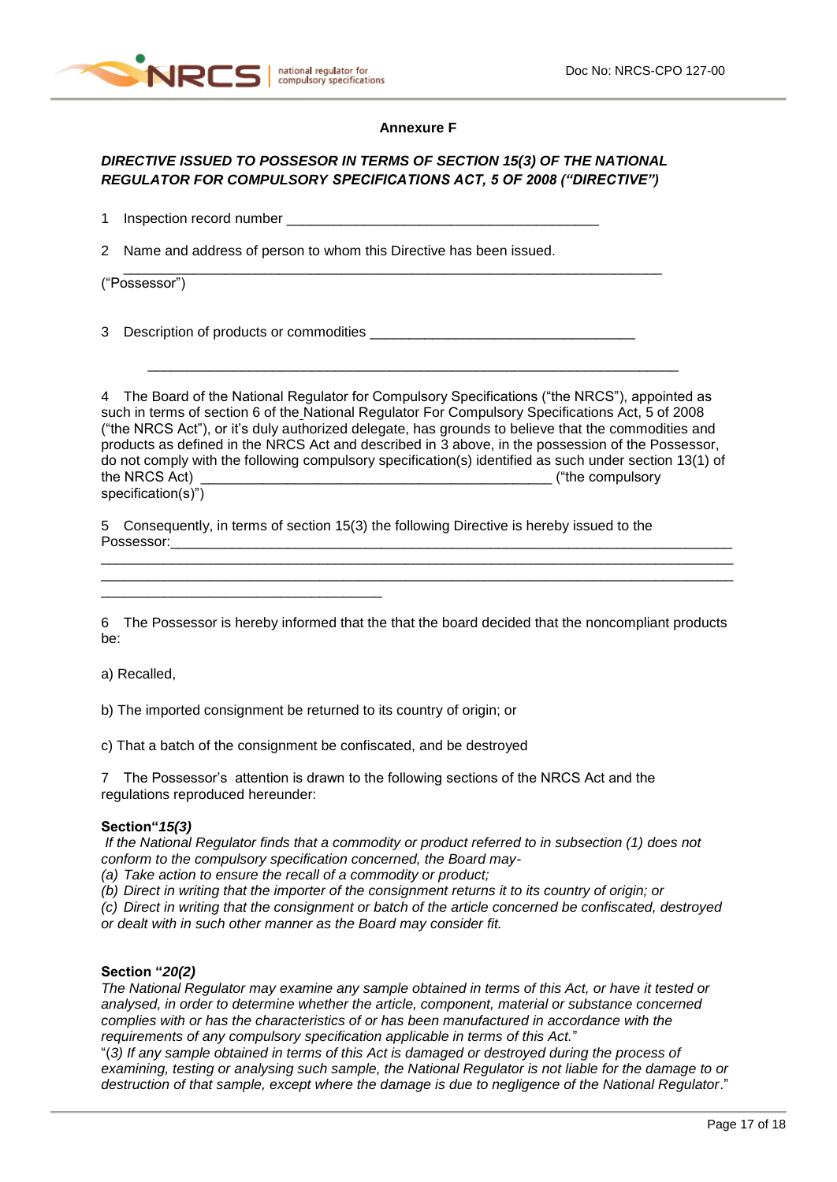**Annexure F**

***DIRECTIVE ISSUED TO POSSESOR IN TERMS OF SECTION 15(3) OF THE NATIONAL REGULATOR FOR COMPULSORY SPECIFICATIONS ACT, 5 OF 2008 ("DIRECTIVE")***

1 Inspection record number ________________________________________

2 Name and address of person to whom this Directive has been issued.

______________________________________________________________________

("Possessor")

3 Description of products or commodities __________________________________

______________________________________________________________________

4 The Board of the National Regulator for Compulsory Specifications ("the NRCS"), appointed as such in terms of section 6 of the National Regulator For Compulsory Specifications Act, 5 of 2008 ("the NRCS Act"), or it's duly authorized delegate, has grounds to believe that the commodities and products as defined in the NRCS Act and described in 3 above, in the possession of the Possessor, do not comply with the following compulsory specification(s) identified as such under section 13(1) of the NRCS Act) _____________________________________________ ("the compulsory specification(s)")

5 Consequently, in terms of section 15(3) the following Directive is hereby issued to the Possessor:________________________________________________________________________
______________________________________________________________________________
______________________________________________________________________________
____________________________________

6 The Possessor is hereby informed that the that the board decided that the noncompliant products be:

a) Recalled,

b) The imported consignment be returned to its country of origin; or

c) That a batch of the consignment be confiscated, and be destroyed

7 The Possessor's attention is drawn to the following sections of the NRCS Act and the regulations reproduced hereunder:

**Section"*15(3)***

*If the National Regulator finds that a commodity or product referred to in subsection (1) does not conform to the compulsory specification concerned, the Board may-*

*(a) Take action to ensure the recall of a commodity or product;*

*(b) Direct in writing that the importer of the consignment returns it to its country of origin; or*

*(c) Direct in writing that the consignment or batch of the article concerned be confiscated, destroyed or dealt with in such other manner as the Board may consider fit.*

**Section "*20(2)***

*The National Regulator may examine any sample obtained in terms of this Act, or have it tested or analysed, in order to determine whether the article, component, material or substance concerned complies with or has the characteristics of or has been manufactured in accordance with the requirements of any compulsory specification applicable in terms of this Act.*"

"*(3) If any sample obtained in terms of this Act is damaged or destroyed during the process of examining, testing or analysing such sample, the National Regulator is not liable for the damage to or destruction of that sample, except where the damage is due to negligence of the National Regulator*."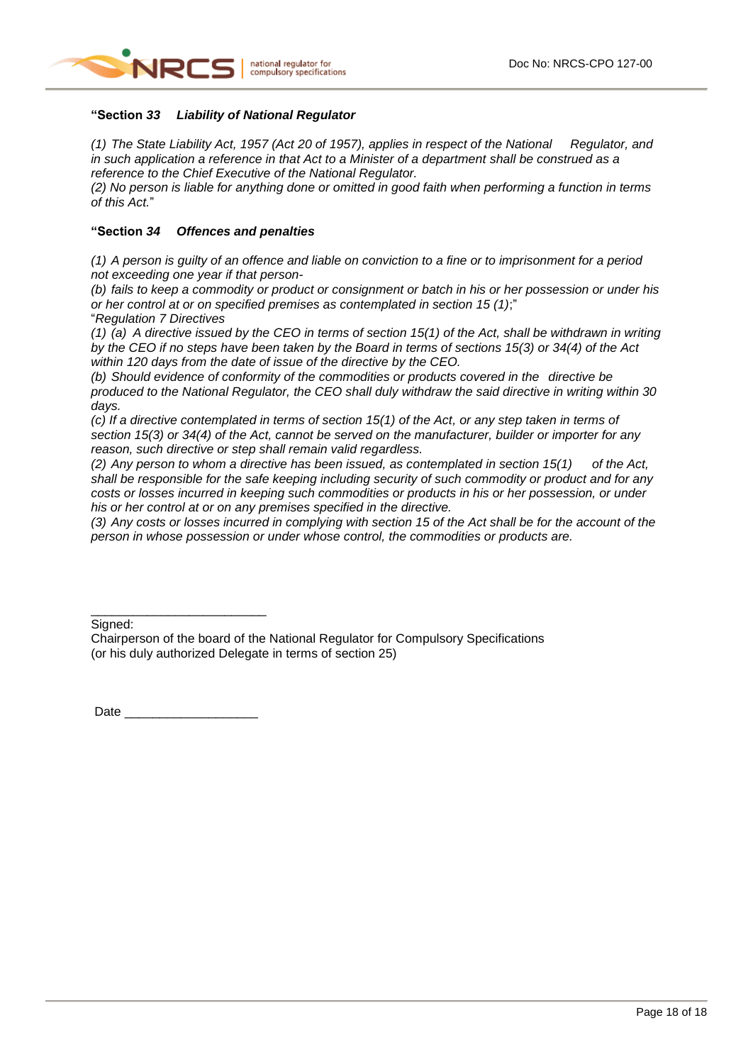**"Section *33*** ***Liability of National Regulator***

*(1) The State Liability Act, 1957 (Act 20 of 1957), applies in respect of the National Regulator, and in such application a reference in that Act to a Minister of a department shall be construed as a reference to the Chief Executive of the National Regulator.*
*(2) No person is liable for anything done or omitted in good faith when performing a function in terms of this Act.*"

**"Section *34*** ***Offences and penalties***

*(1) A person is guilty of an offence and liable on conviction to a fine or to imprisonment for a period not exceeding one year if that person-*
*(b) fails to keep a commodity or product or consignment or batch in his or her possession or under his or her control at or on specified premises as contemplated in section 15 (1)*;"
"*Regulation 7 Directives*
*(1) (a) A directive issued by the CEO in terms of section 15(1) of the Act, shall be withdrawn in writing by the CEO if no steps have been taken by the Board in terms of sections 15(3) or 34(4) of the Act within 120 days from the date of issue of the directive by the CEO.*
*(b) Should evidence of conformity of the commodities or products covered in the directive be produced to the National Regulator, the CEO shall duly withdraw the said directive in writing within 30 days.*
*(c) If a directive contemplated in terms of section 15(1) of the Act, or any step taken in terms of section 15(3) or 34(4) of the Act, cannot be served on the manufacturer, builder or importer for any reason, such directive or step shall remain valid regardless.*
*(2) Any person to whom a directive has been issued, as contemplated in section 15(1) of the Act, shall be responsible for the safe keeping including security of such commodity or product and for any costs or losses incurred in keeping such commodities or products in his or her possession, or under his or her control at or on any premises specified in the directive.*
*(3) Any costs or losses incurred in complying with section 15 of the Act shall be for the account of the person in whose possession or under whose control, the commodities or products are.*

_________________________
Signed:
Chairperson of the board of the National Regulator for Compulsory Specifications
(or his duly authorized Delegate in terms of section 25)

Date ___________________